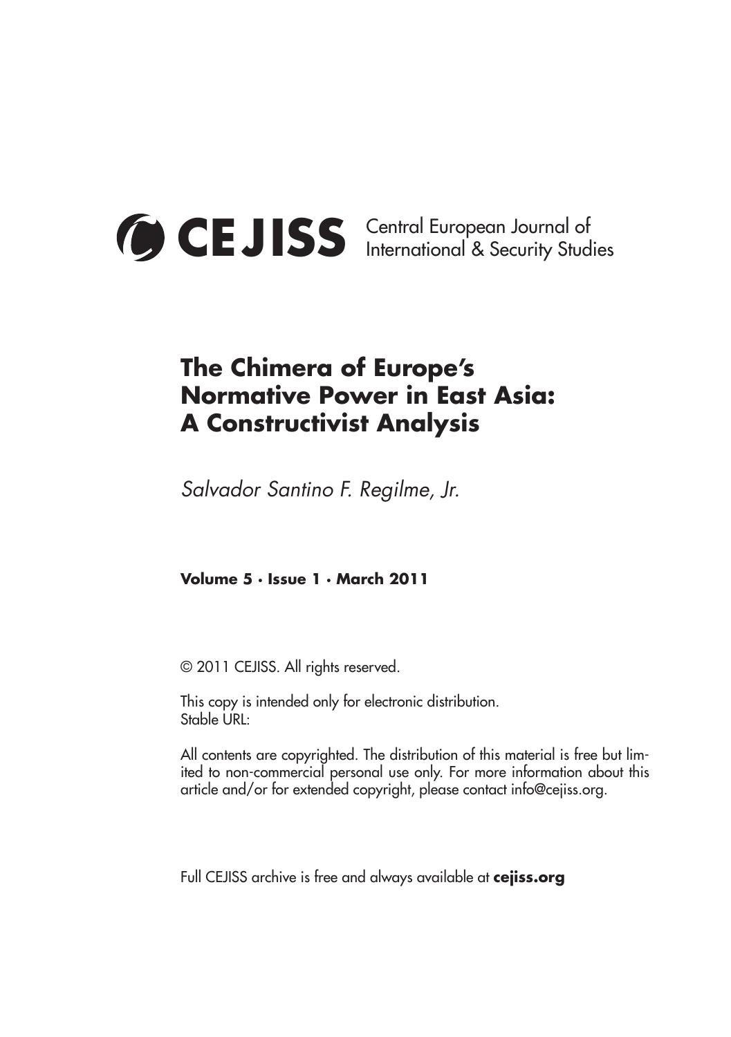**CEJISS** Central European Journal of International & Security Studies

# The Chimera of Europe's Normative Power in East Asia: A Constructivist Analysis

*Salvador Santino F. Regilme, Jr.*

**Volume 5 · Issue 1 · March 2011**

© 2011 CEJISS. All rights reserved.

This copy is intended only for electronic distribution.
Stable URL:

All contents are copyrighted. The distribution of this material is free but limited to non-commercial personal use only. For more information about this article and/or for extended copyright, please contact info@cejiss.org.

Full CEJISS archive is free and always available at **cejiss.org**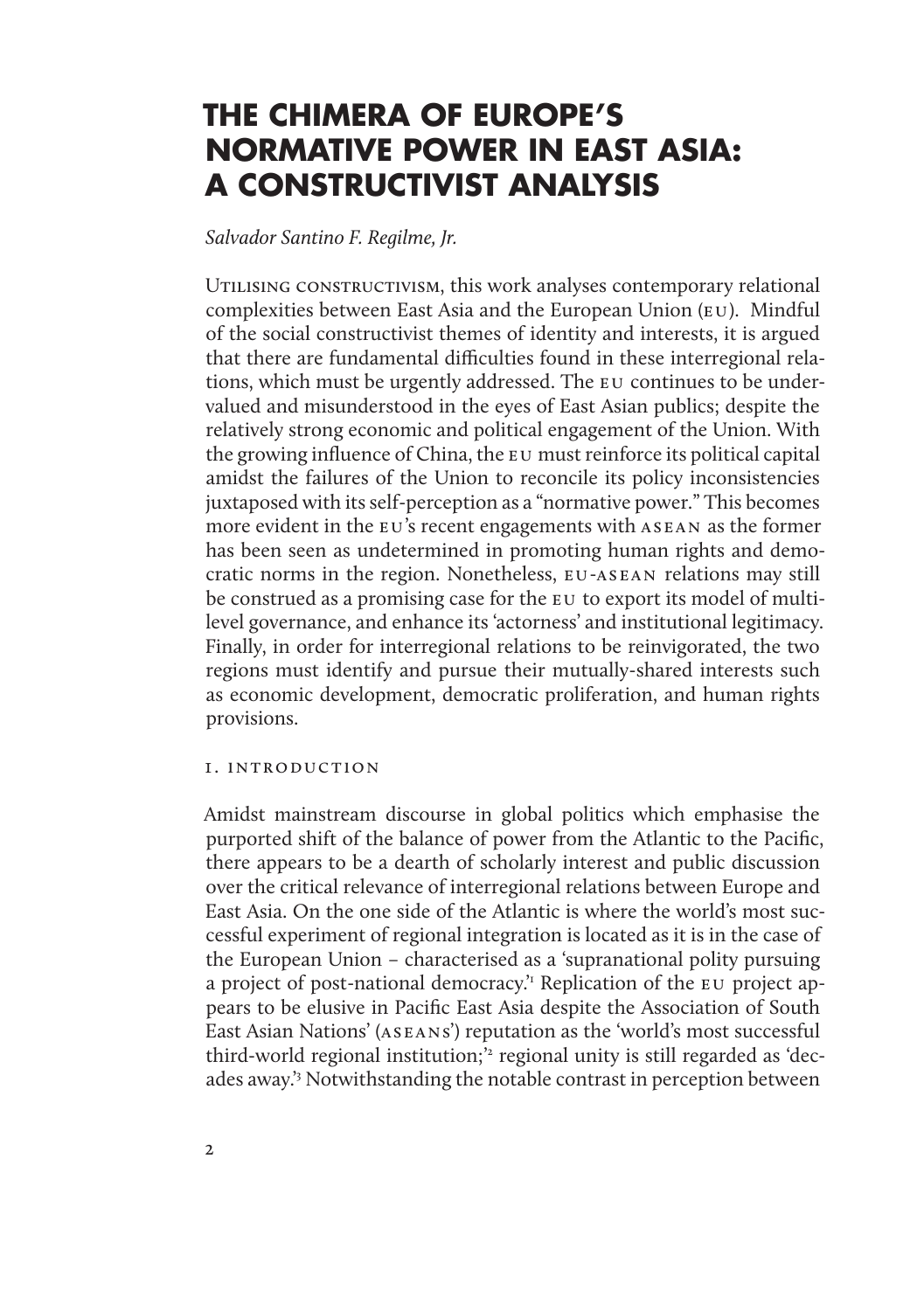# THE CHIMERA OF EUROPE'S NORMATIVE POWER IN EAST ASIA: A CONSTRUCTIVIST ANALYSIS

*Salvador Santino F. Regilme, Jr.*

Utilising constructivism, this work analyses contemporary relational complexities between East Asia and the European Union (EU). Mindful of the social constructivist themes of identity and interests, it is argued that there are fundamental difficulties found in these interregional relations, which must be urgently addressed. The EU continues to be undervalued and misunderstood in the eyes of East Asian publics; despite the relatively strong economic and political engagement of the Union. With the growing influence of China, the EU must reinforce its political capital amidst the failures of the Union to reconcile its policy inconsistencies juxtaposed with its self-perception as a "normative power." This becomes more evident in the EU's recent engagements with ASEAN as the former has been seen as undetermined in promoting human rights and democratic norms in the region. Nonetheless, EU-ASEAN relations may still be construed as a promising case for the EU to export its model of multilevel governance, and enhance its 'actorness' and institutional legitimacy. Finally, in order for interregional relations to be reinvigorated, the two regions must identify and pursue their mutually-shared interests such as economic development, democratic proliferation, and human rights provisions.

## I. INTRODUCTION

Amidst mainstream discourse in global politics which emphasise the purported shift of the balance of power from the Atlantic to the Pacific, there appears to be a dearth of scholarly interest and public discussion over the critical relevance of interregional relations between Europe and East Asia. On the one side of the Atlantic is where the world's most successful experiment of regional integration is located as it is in the case of the European Union – characterised as a 'supranational polity pursuing a project of post-national democracy.'[1] Replication of the EU project appears to be elusive in Pacific East Asia despite the Association of South East Asian Nations' (ASEANs') reputation as the 'world's most successful third-world regional institution;'[2] regional unity is still regarded as 'decades away.'[3] Notwithstanding the notable contrast in perception between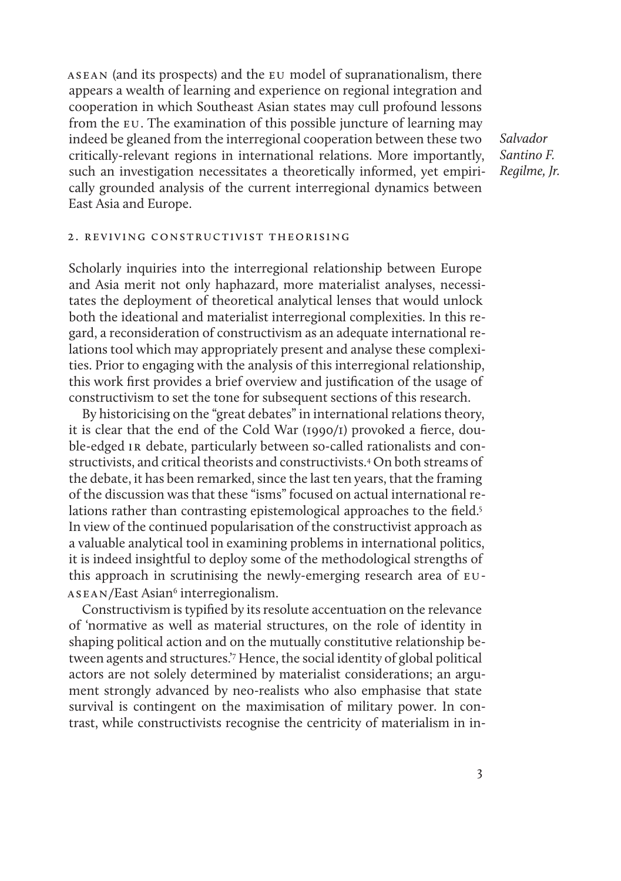ASEAN (and its prospects) and the EU model of supranationalism, there appears a wealth of learning and experience on regional integration and cooperation in which Southeast Asian states may cull profound lessons from the EU. The examination of this possible juncture of learning may indeed be gleaned from the interregional cooperation between these two critically-relevant regions in international relations. More importantly, such an investigation necessitates a theoretically informed, yet empirically grounded analysis of the current interregional dynamics between East Asia and Europe.

## 2. Reviving Constructivist Theorising

Scholarly inquiries into the interregional relationship between Europe and Asia merit not only haphazard, more materialist analyses, necessitates the deployment of theoretical analytical lenses that would unlock both the ideational and materialist interregional complexities. In this regard, a reconsideration of constructivism as an adequate international relations tool which may appropriately present and analyse these complexities. Prior to engaging with the analysis of this interregional relationship, this work first provides a brief overview and justification of the usage of constructivism to set the tone for subsequent sections of this research.

By historicising on the "great debates" in international relations theory, it is clear that the end of the Cold War (1990/1) provoked a fierce, double-edged IR debate, particularly between so-called rationalists and constructivists, and critical theorists and constructivists.[4] On both streams of the debate, it has been remarked, since the last ten years, that the framing of the discussion was that these "isms" focused on actual international relations rather than contrasting epistemological approaches to the field.[5] In view of the continued popularisation of the constructivist approach as a valuable analytical tool in examining problems in international politics, it is indeed insightful to deploy some of the methodological strengths of this approach in scrutinising the newly-emerging research area of EU-ASEAN/East Asian[6] interregionalism.

Constructivism is typified by its resolute accentuation on the relevance of 'normative as well as material structures, on the role of identity in shaping political action and on the mutually constitutive relationship between agents and structures.'[7] Hence, the social identity of global political actors are not solely determined by materialist considerations; an argument strongly advanced by neo-realists who also emphasise that state survival is contingent on the maximisation of military power. In contrast, while constructivists recognise the centricity of materialism in in-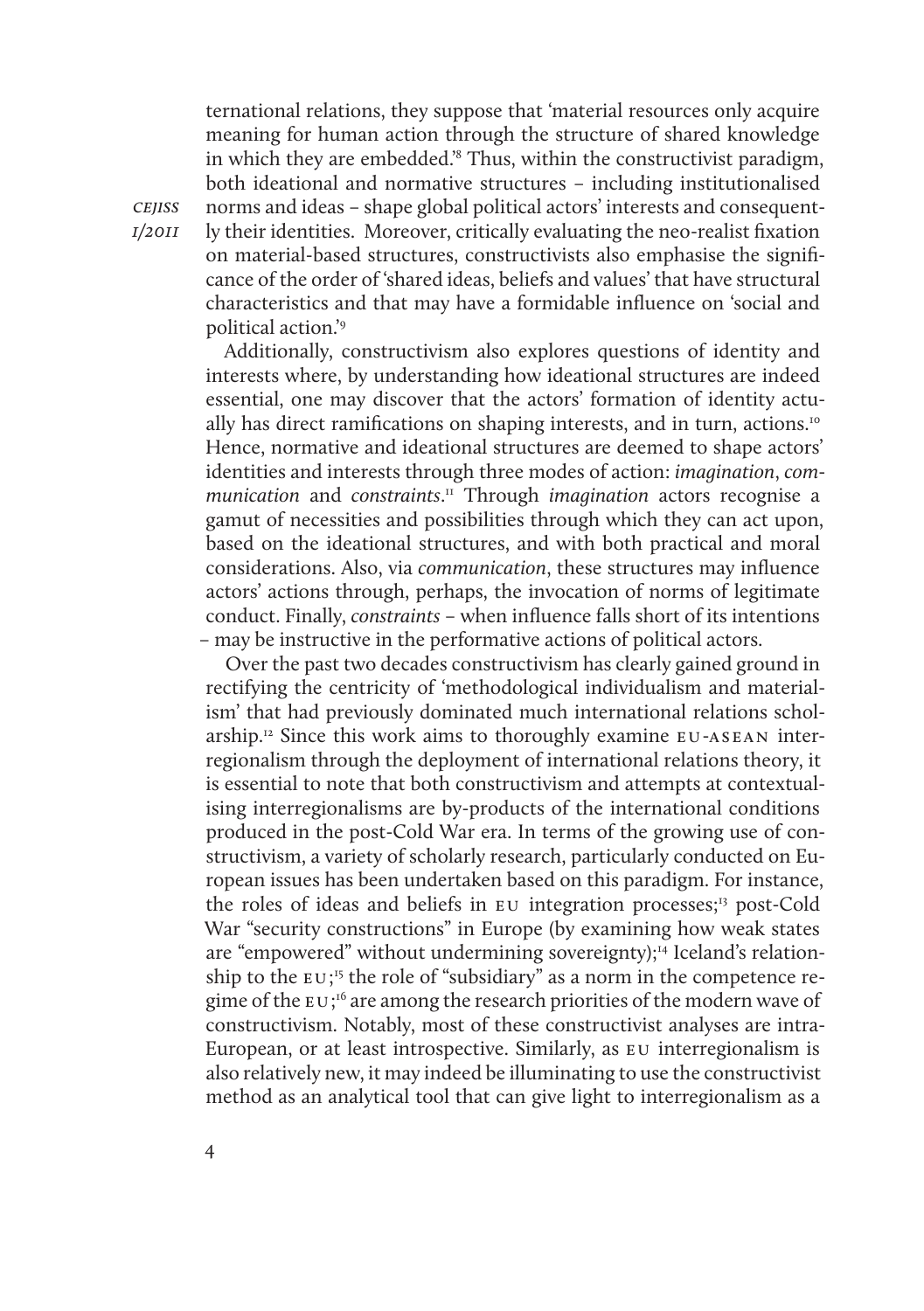ternational relations, they suppose that 'material resources only acquire meaning for human action through the structure of shared knowledge in which they are embedded.'[8] Thus, within the constructivist paradigm, both ideational and normative structures – including institutionalised norms and ideas – shape global political actors' interests and consequently their identities. Moreover, critically evaluating the neo-realist fixation on material-based structures, constructivists also emphasise the significance of the order of 'shared ideas, beliefs and values' that have structural characteristics and that may have a formidable influence on 'social and political action.'[9]

Additionally, constructivism also explores questions of identity and interests where, by understanding how ideational structures are indeed essential, one may discover that the actors' formation of identity actually has direct ramifications on shaping interests, and in turn, actions.[10] Hence, normative and ideational structures are deemed to shape actors' identities and interests through three modes of action: *imagination*, *communication* and *constraints*.[11] Through *imagination* actors recognise a gamut of necessities and possibilities through which they can act upon, based on the ideational structures, and with both practical and moral considerations. Also, via *communication*, these structures may influence actors' actions through, perhaps, the invocation of norms of legitimate conduct. Finally, *constraints* – when influence falls short of its intentions – may be instructive in the performative actions of political actors.

Over the past two decades constructivism has clearly gained ground in rectifying the centricity of 'methodological individualism and materialism' that had previously dominated much international relations scholarship.[12] Since this work aims to thoroughly examine EU-ASEAN interregionalism through the deployment of international relations theory, it is essential to note that both constructivism and attempts at contextualising interregionalisms are by-products of the international conditions produced in the post-Cold War era. In terms of the growing use of constructivism, a variety of scholarly research, particularly conducted on European issues has been undertaken based on this paradigm. For instance, the roles of ideas and beliefs in EU integration processes;[13] post-Cold War "security constructions" in Europe (by examining how weak states are "empowered" without undermining sovereignty);[14] Iceland's relationship to the EU;[15] the role of "subsidiary" as a norm in the competence regime of the EU;[16] are among the research priorities of the modern wave of constructivism. Notably, most of these constructivist analyses are intra-European, or at least introspective. Similarly, as EU interregionalism is also relatively new, it may indeed be illuminating to use the constructivist method as an analytical tool that can give light to interregionalism as a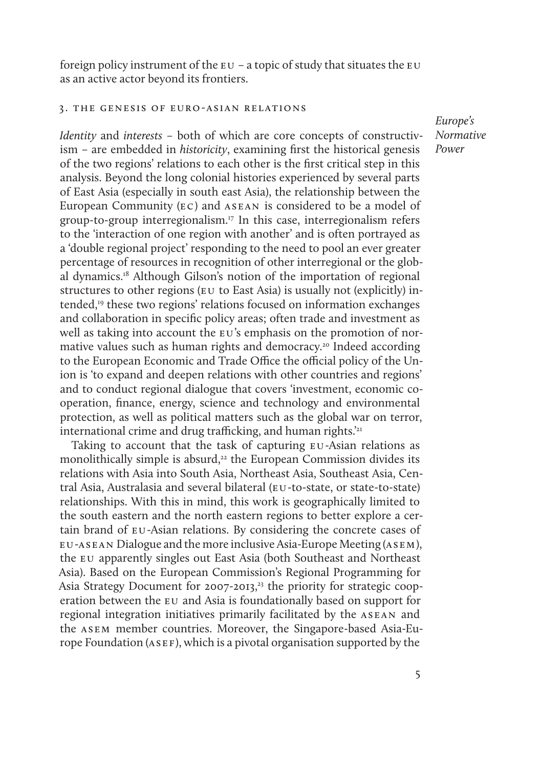foreign policy instrument of the EU – a topic of study that situates the EU as an active actor beyond its frontiers.

## 3. The Genesis of Euro-Asian Relations

*Europe's Normative Power*

*Identity* and *interests* – both of which are core concepts of constructivism – are embedded in *historicity*, examining first the historical genesis of the two regions' relations to each other is the first critical step in this analysis. Beyond the long colonial histories experienced by several parts of East Asia (especially in south east Asia), the relationship between the European Community (EC) and ASEAN is considered to be a model of group-to-group interregionalism.[17] In this case, interregionalism refers to the 'interaction of one region with another' and is often portrayed as a 'double regional project' responding to the need to pool an ever greater percentage of resources in recognition of other interregional or the global dynamics.[18] Although Gilson's notion of the importation of regional structures to other regions (EU to East Asia) is usually not (explicitly) intended,[19] these two regions' relations focused on information exchanges and collaboration in specific policy areas; often trade and investment as well as taking into account the EU's emphasis on the promotion of normative values such as human rights and democracy.[20] Indeed according to the European Economic and Trade Office the official policy of the Union is 'to expand and deepen relations with other countries and regions' and to conduct regional dialogue that covers 'investment, economic cooperation, finance, energy, science and technology and environmental protection, as well as political matters such as the global war on terror, international crime and drug trafficking, and human rights.'[21]

Taking to account that the task of capturing EU-Asian relations as monolithically simple is absurd,[22] the European Commission divides its relations with Asia into South Asia, Northeast Asia, Southeast Asia, Central Asia, Australasia and several bilateral (EU-to-state, or state-to-state) relationships. With this in mind, this work is geographically limited to the south eastern and the north eastern regions to better explore a certain brand of EU-Asian relations. By considering the concrete cases of EU-ASEAN Dialogue and the more inclusive Asia-Europe Meeting (ASEM), the EU apparently singles out East Asia (both Southeast and Northeast Asia). Based on the European Commission's Regional Programming for Asia Strategy Document for 2007-2013,[23] the priority for strategic cooperation between the EU and Asia is foundationally based on support for regional integration initiatives primarily facilitated by the ASEAN and the ASEM member countries. Moreover, the Singapore-based Asia-Europe Foundation (ASEF), which is a pivotal organisation supported by the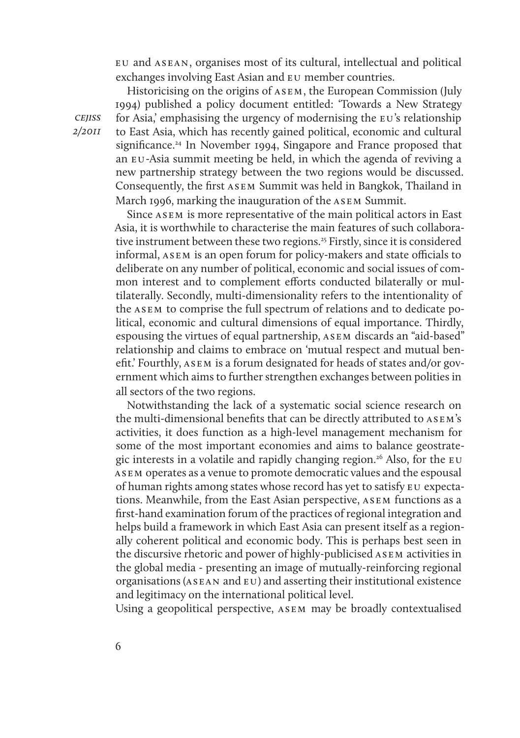EU and ASEAN, organises most of its cultural, intellectual and political exchanges involving East Asian and EU member countries.

Historicising on the origins of ASEM, the European Commission (July 1994) published a policy document entitled: 'Towards a New Strategy for Asia,' emphasising the urgency of modernising the EU's relationship to East Asia, which has recently gained political, economic and cultural significance.[24] In November 1994, Singapore and France proposed that an EU-Asia summit meeting be held, in which the agenda of reviving a new partnership strategy between the two regions would be discussed. Consequently, the first ASEM Summit was held in Bangkok, Thailand in March 1996, marking the inauguration of the ASEM Summit.

Since ASEM is more representative of the main political actors in East Asia, it is worthwhile to characterise the main features of such collaborative instrument between these two regions.[25] Firstly, since it is considered informal, ASEM is an open forum for policy-makers and state officials to deliberate on any number of political, economic and social issues of common interest and to complement efforts conducted bilaterally or multilaterally. Secondly, multi-dimensionality refers to the intentionality of the ASEM to comprise the full spectrum of relations and to dedicate political, economic and cultural dimensions of equal importance. Thirdly, espousing the virtues of equal partnership, ASEM discards an "aid-based" relationship and claims to embrace on 'mutual respect and mutual benefit.' Fourthly, ASEM is a forum designated for heads of states and/or government which aims to further strengthen exchanges between polities in all sectors of the two regions.

Notwithstanding the lack of a systematic social science research on the multi-dimensional benefits that can be directly attributed to ASEM's activities, it does function as a high-level management mechanism for some of the most important economies and aims to balance geostrategic interests in a volatile and rapidly changing region.[26] Also, for the EU ASEM operates as a venue to promote democratic values and the espousal of human rights among states whose record has yet to satisfy EU expectations. Meanwhile, from the East Asian perspective, ASEM functions as a first-hand examination forum of the practices of regional integration and helps build a framework in which East Asia can present itself as a regionally coherent political and economic body. This is perhaps best seen in the discursive rhetoric and power of highly-publicised ASEM activities in the global media - presenting an image of mutually-reinforcing regional organisations (ASEAN and EU) and asserting their institutional existence and legitimacy on the international political level.

Using a geopolitical perspective, ASEM may be broadly contextualised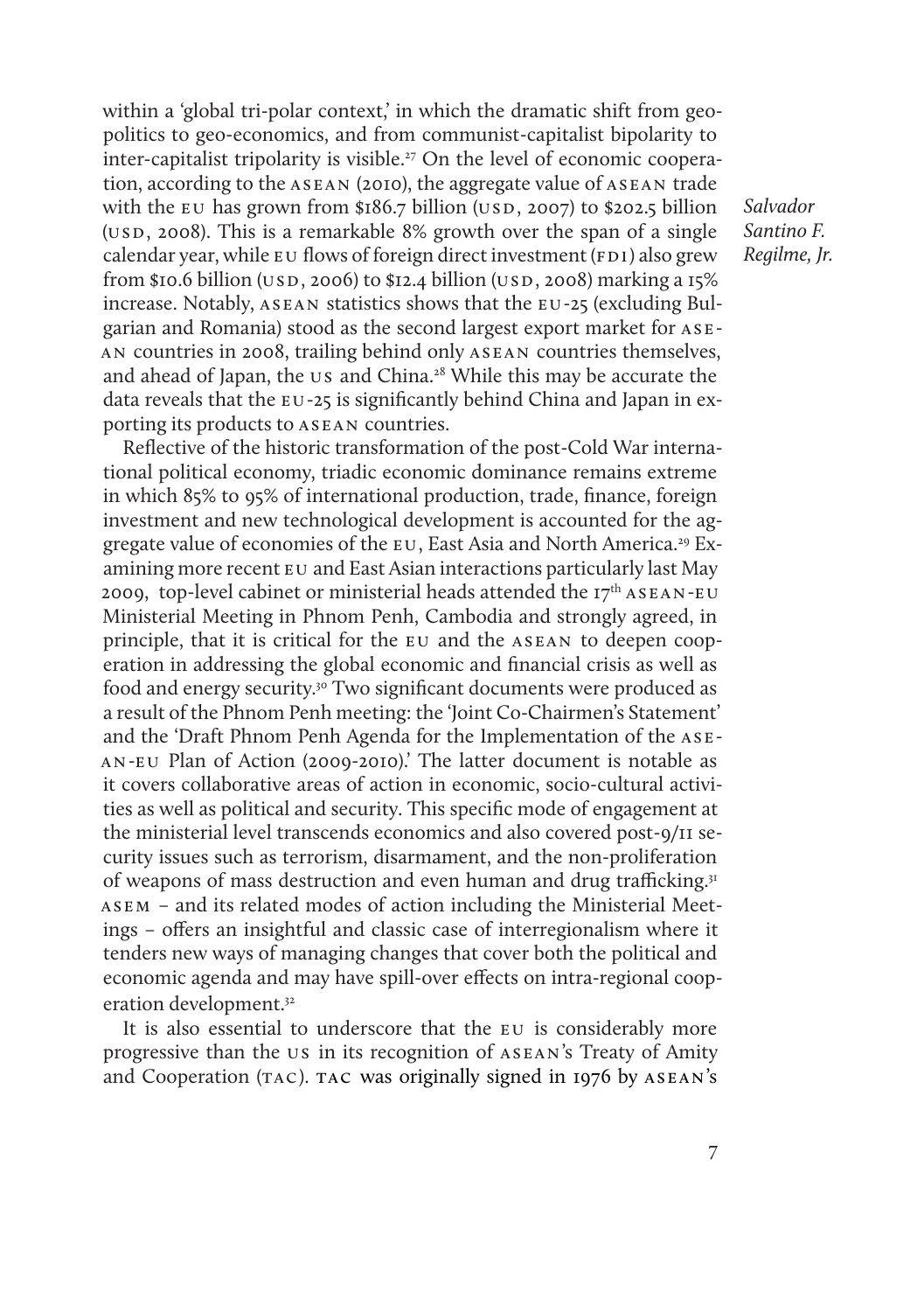within a 'global tri-polar context,' in which the dramatic shift from geo-politics to geo-economics, and from communist-capitalist bipolarity to inter-capitalist tripolarity is visible.[27] On the level of economic cooperation, according to the ASEAN (2010), the aggregate value of ASEAN trade with the EU has grown from $186.7 billion (USD, 2007) to $202.5 billion (USD, 2008). This is a remarkable 8% growth over the span of a single calendar year, while EU flows of foreign direct investment (FDI) also grew from $10.6 billion (USD, 2006) to $12.4 billion (USD, 2008) marking a 15% increase. Notably, ASEAN statistics shows that the EU-25 (excluding Bulgarian and Romania) stood as the second largest export market for ASEAN countries in 2008, trailing behind only ASEAN countries themselves, and ahead of Japan, the US and China.[28] While this may be accurate the data reveals that the EU-25 is significantly behind China and Japan in exporting its products to ASEAN countries.

Reflective of the historic transformation of the post-Cold War international political economy, triadic economic dominance remains extreme in which 85% to 95% of international production, trade, finance, foreign investment and new technological development is accounted for the aggregate value of economies of the EU, East Asia and North America.[29] Examining more recent EU and East Asian interactions particularly last May 2009, top-level cabinet or ministerial heads attended the 17th ASEAN-EU Ministerial Meeting in Phnom Penh, Cambodia and strongly agreed, in principle, that it is critical for the EU and the ASEAN to deepen cooperation in addressing the global economic and financial crisis as well as food and energy security.[30] Two significant documents were produced as a result of the Phnom Penh meeting: the 'Joint Co-Chairmen's Statement' and the 'Draft Phnom Penh Agenda for the Implementation of the ASEAN-EU Plan of Action (2009-2010).' The latter document is notable as it covers collaborative areas of action in economic, socio-cultural activities as well as political and security. This specific mode of engagement at the ministerial level transcends economics and also covered post-9/11 security issues such as terrorism, disarmament, and the non-proliferation of weapons of mass destruction and even human and drug trafficking.[31] ASEM – and its related modes of action including the Ministerial Meetings – offers an insightful and classic case of interregionalism where it tenders new ways of managing changes that cover both the political and economic agenda and may have spill-over effects on intra-regional cooperation development.[32]

It is also essential to underscore that the EU is considerably more progressive than the US in its recognition of ASEAN's Treaty of Amity and Cooperation (TAC). TAC was originally signed in 1976 by ASEAN's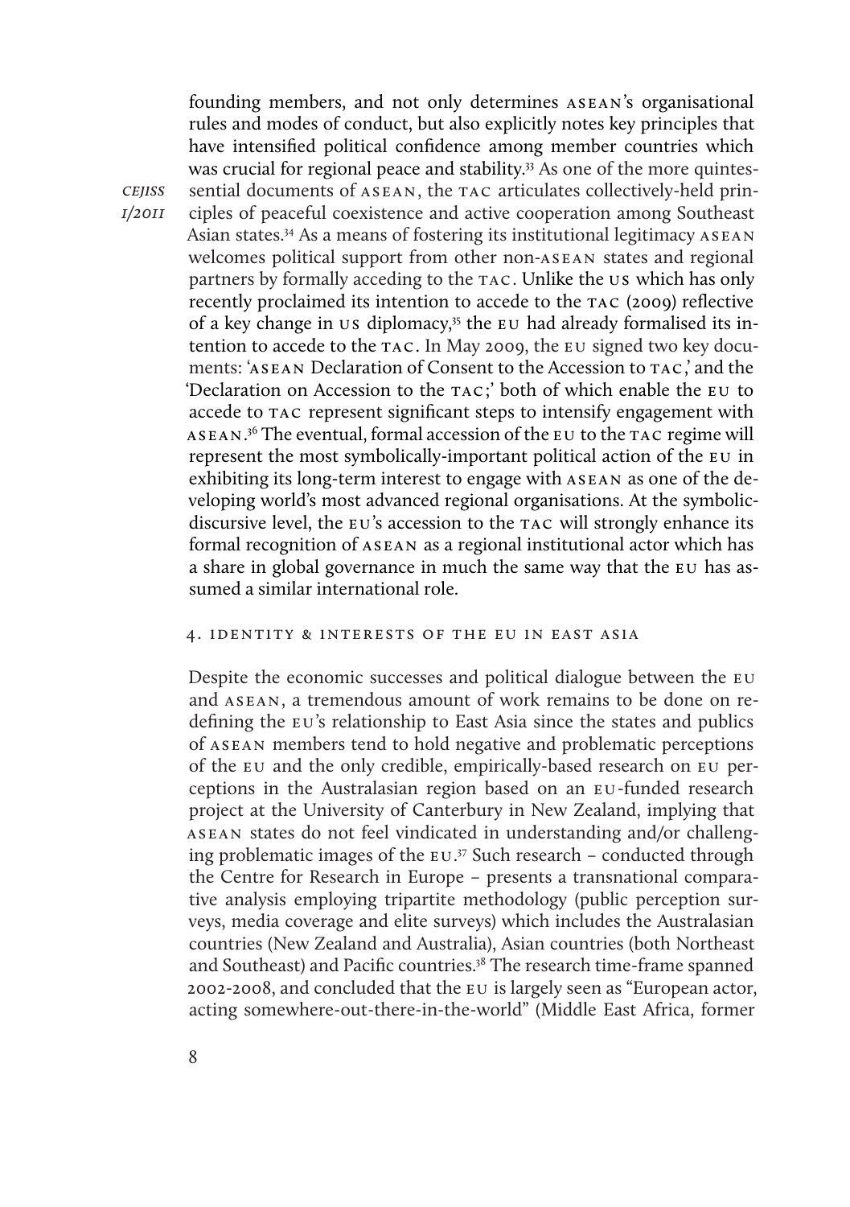founding members, and not only determines ASEAN's organisational rules and modes of conduct, but also explicitly notes key principles that have intensified political confidence among member countries which was crucial for regional peace and stability.[33] As one of the more quintessential documents of ASEAN, the TAC articulates collectively-held principles of peaceful coexistence and active cooperation among Southeast Asian states.[34] As a means of fostering its institutional legitimacy ASEAN welcomes political support from other non-ASEAN states and regional partners by formally acceding to the TAC. Unlike the US which has only recently proclaimed its intention to accede to the TAC (2009) reflective of a key change in US diplomacy,[35] the EU had already formalised its intention to accede to the TAC. In May 2009, the EU signed two key documents: 'ASEAN Declaration of Consent to the Accession to TAC,' and the 'Declaration on Accession to the TAC;' both of which enable the EU to accede to TAC represent significant steps to intensify engagement with ASEAN.[36] The eventual, formal accession of the EU to the TAC regime will represent the most symbolically-important political action of the EU in exhibiting its long-term interest to engage with ASEAN as one of the developing world's most advanced regional organisations. At the symbolic-discursive level, the EU's accession to the TAC will strongly enhance its formal recognition of ASEAN as a regional institutional actor which has a share in global governance in much the same way that the EU has assumed a similar international role.

## 4. Identity & Interests of the EU in East Asia

Despite the economic successes and political dialogue between the EU and ASEAN, a tremendous amount of work remains to be done on redefining the EU's relationship to East Asia since the states and publics of ASEAN members tend to hold negative and problematic perceptions of the EU and the only credible, empirically-based research on EU perceptions in the Australasian region based on an EU-funded research project at the University of Canterbury in New Zealand, implying that ASEAN states do not feel vindicated in understanding and/or challenging problematic images of the EU.[37] Such research – conducted through the Centre for Research in Europe – presents a transnational comparative analysis employing tripartite methodology (public perception surveys, media coverage and elite surveys) which includes the Australasian countries (New Zealand and Australia), Asian countries (both Northeast and Southeast) and Pacific countries.[38] The research time-frame spanned 2002-2008, and concluded that the EU is largely seen as "European actor, acting somewhere-out-there-in-the-world" (Middle East Africa, former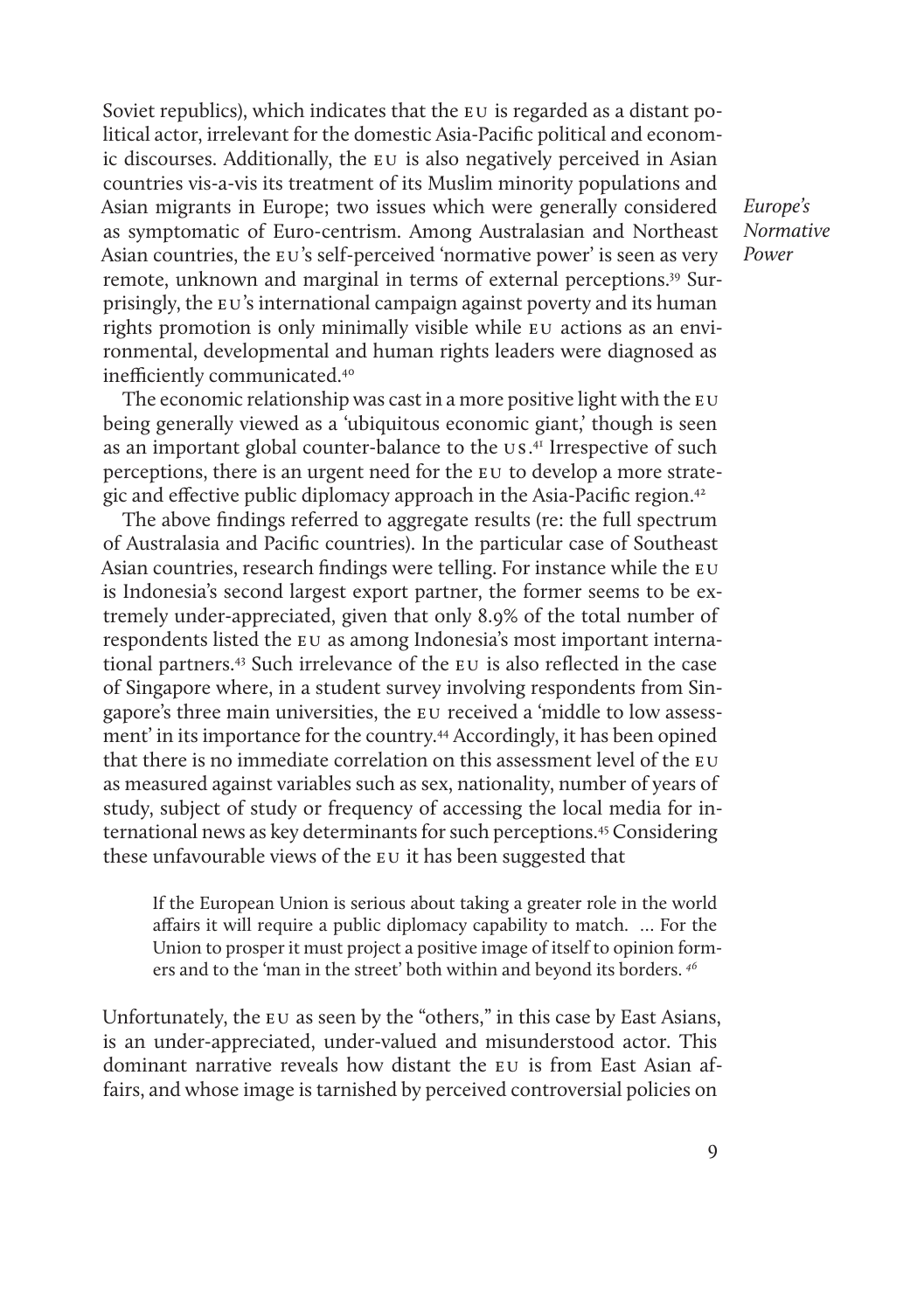Soviet republics), which indicates that the EU is regarded as a distant political actor, irrelevant for the domestic Asia-Pacific political and economic discourses. Additionally, the EU is also negatively perceived in Asian countries vis-a-vis its treatment of its Muslim minority populations and Asian migrants in Europe; two issues which were generally considered as symptomatic of Euro-centrism. Among Australasian and Northeast Asian countries, the EU's self-perceived 'normative power' is seen as very remote, unknown and marginal in terms of external perceptions.[39] Surprisingly, the EU's international campaign against poverty and its human rights promotion is only minimally visible while EU actions as an environmental, developmental and human rights leaders were diagnosed as inefficiently communicated.[40]

The economic relationship was cast in a more positive light with the EU being generally viewed as a 'ubiquitous economic giant,' though is seen as an important global counter-balance to the US.[41] Irrespective of such perceptions, there is an urgent need for the EU to develop a more strategic and effective public diplomacy approach in the Asia-Pacific region.[42]

The above findings referred to aggregate results (re: the full spectrum of Australasia and Pacific countries). In the particular case of Southeast Asian countries, research findings were telling. For instance while the EU is Indonesia's second largest export partner, the former seems to be extremely under-appreciated, given that only 8.9% of the total number of respondents listed the EU as among Indonesia's most important international partners.[43] Such irrelevance of the EU is also reflected in the case of Singapore where, in a student survey involving respondents from Singapore's three main universities, the EU received a 'middle to low assessment' in its importance for the country.[44] Accordingly, it has been opined that there is no immediate correlation on this assessment level of the EU as measured against variables such as sex, nationality, number of years of study, subject of study or frequency of accessing the local media for international news as key determinants for such perceptions.[45] Considering these unfavourable views of the EU it has been suggested that

> If the European Union is serious about taking a greater role in the world affairs it will require a public diplomacy capability to match. ... For the Union to prosper it must project a positive image of itself to opinion formers and to the 'man in the street' both within and beyond its borders. [46]

Unfortunately, the EU as seen by the "others," in this case by East Asians, is an under-appreciated, under-valued and misunderstood actor. This dominant narrative reveals how distant the EU is from East Asian affairs, and whose image is tarnished by perceived controversial policies on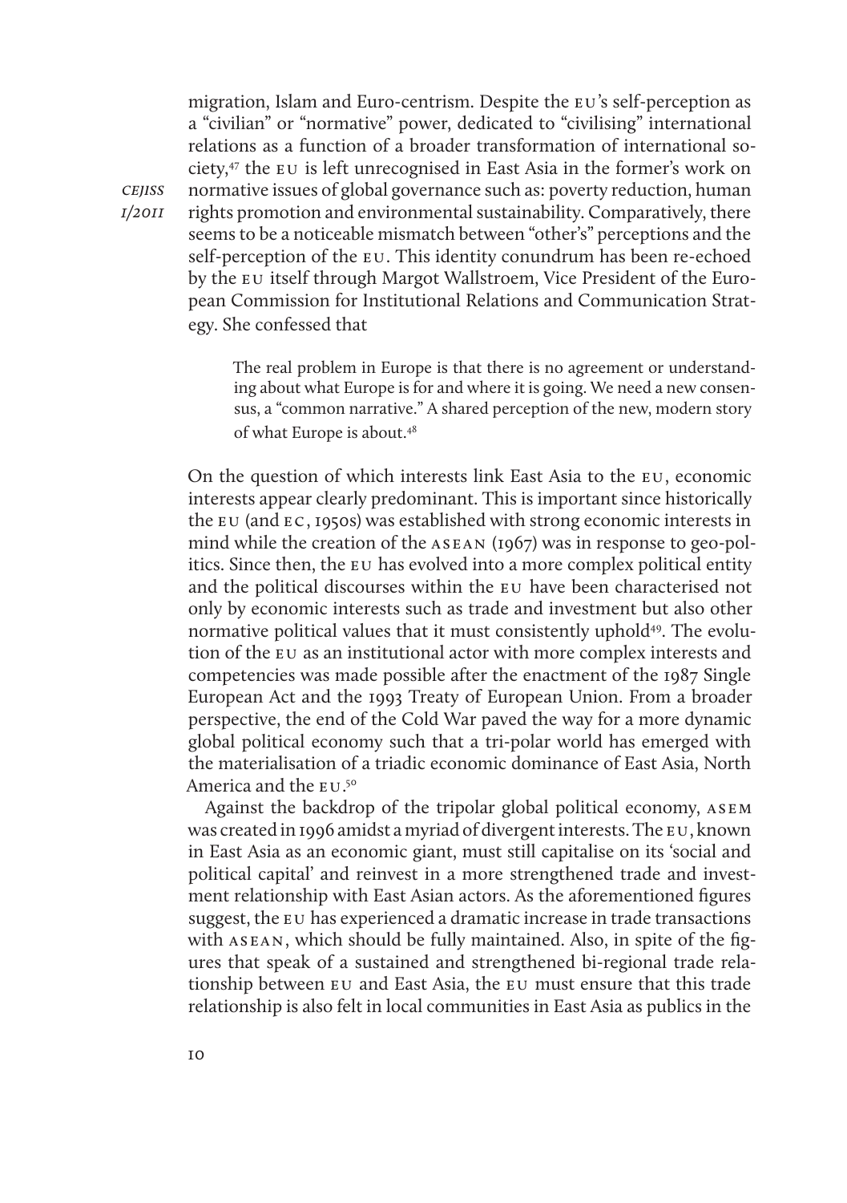migration, Islam and Euro-centrism. Despite the EU's self-perception as a "civilian" or "normative" power, dedicated to "civilising" international relations as a function of a broader transformation of international society,[47] the EU is left unrecognised in East Asia in the former's work on normative issues of global governance such as: poverty reduction, human rights promotion and environmental sustainability. Comparatively, there seems to be a noticeable mismatch between "other's" perceptions and the self-perception of the EU. This identity conundrum has been re-echoed by the EU itself through Margot Wallstroem, Vice President of the European Commission for Institutional Relations and Communication Strategy. She confessed that

> The real problem in Europe is that there is no agreement or understanding about what Europe is for and where it is going. We need a new consensus, a "common narrative." A shared perception of the new, modern story of what Europe is about.[48]

On the question of which interests link East Asia to the EU, economic interests appear clearly predominant. This is important since historically the EU (and EC, 1950s) was established with strong economic interests in mind while the creation of the ASEAN (1967) was in response to geo-politics. Since then, the EU has evolved into a more complex political entity and the political discourses within the EU have been characterised not only by economic interests such as trade and investment but also other normative political values that it must consistently uphold[49]. The evolution of the EU as an institutional actor with more complex interests and competencies was made possible after the enactment of the 1987 Single European Act and the 1993 Treaty of European Union. From a broader perspective, the end of the Cold War paved the way for a more dynamic global political economy such that a tri-polar world has emerged with the materialisation of a triadic economic dominance of East Asia, North America and the EU.[50]

Against the backdrop of the tripolar global political economy, ASEM was created in 1996 amidst a myriad of divergent interests. The EU, known in East Asia as an economic giant, must still capitalise on its 'social and political capital' and reinvest in a more strengthened trade and investment relationship with East Asian actors. As the aforementioned figures suggest, the EU has experienced a dramatic increase in trade transactions with ASEAN, which should be fully maintained. Also, in spite of the figures that speak of a sustained and strengthened bi-regional trade relationship between EU and East Asia, the EU must ensure that this trade relationship is also felt in local communities in East Asia as publics in the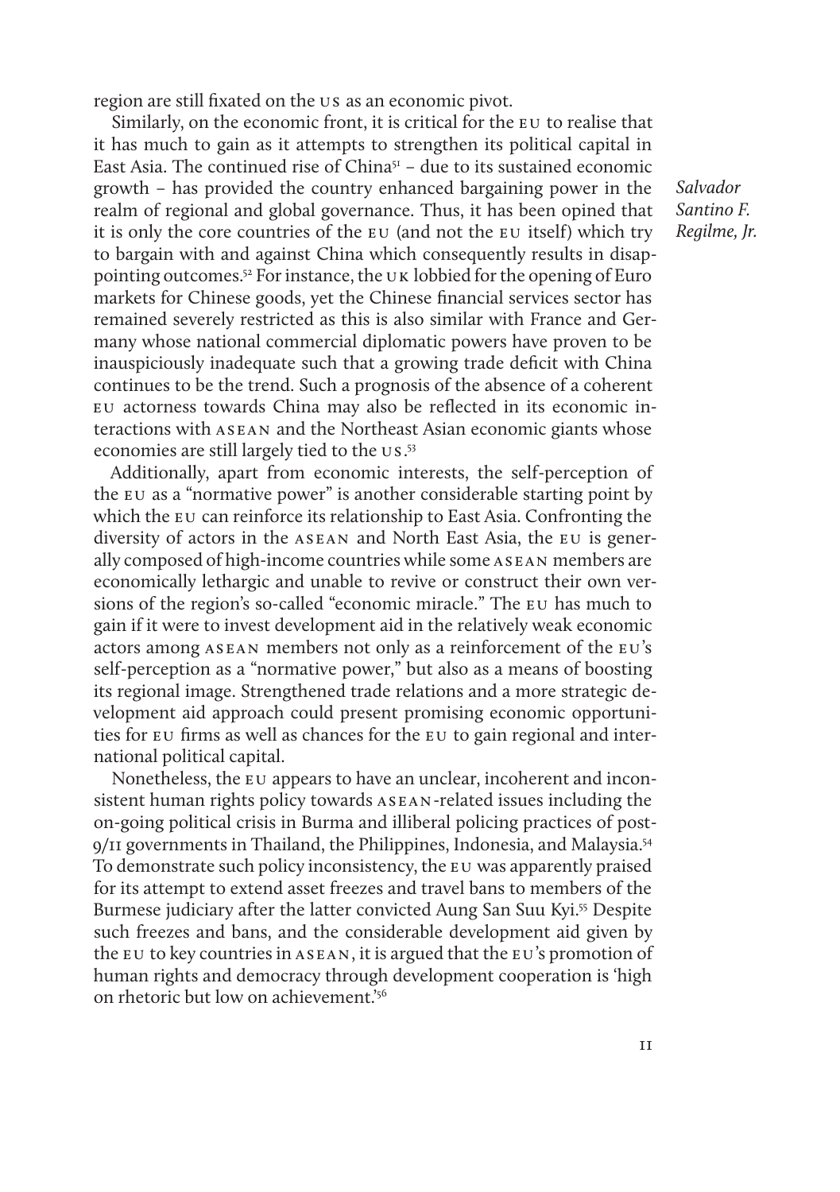region are still fixated on the US as an economic pivot.

Similarly, on the economic front, it is critical for the EU to realise that it has much to gain as it attempts to strengthen its political capital in East Asia. The continued rise of China[51] – due to its sustained economic growth – has provided the country enhanced bargaining power in the realm of regional and global governance. Thus, it has been opined that it is only the core countries of the EU (and not the EU itself) which try to bargain with and against China which consequently results in disappointing outcomes.[52] For instance, the UK lobbied for the opening of Euro markets for Chinese goods, yet the Chinese financial services sector has remained severely restricted as this is also similar with France and Germany whose national commercial diplomatic powers have proven to be inauspiciously inadequate such that a growing trade deficit with China continues to be the trend. Such a prognosis of the absence of a coherent EU actorness towards China may also be reflected in its economic interactions with ASEAN and the Northeast Asian economic giants whose economies are still largely tied to the US.[53]

Additionally, apart from economic interests, the self-perception of the EU as a "normative power" is another considerable starting point by which the EU can reinforce its relationship to East Asia. Confronting the diversity of actors in the ASEAN and North East Asia, the EU is generally composed of high-income countries while some ASEAN members are economically lethargic and unable to revive or construct their own versions of the region's so-called "economic miracle." The EU has much to gain if it were to invest development aid in the relatively weak economic actors among ASEAN members not only as a reinforcement of the EU's self-perception as a "normative power," but also as a means of boosting its regional image. Strengthened trade relations and a more strategic development aid approach could present promising economic opportunities for EU firms as well as chances for the EU to gain regional and international political capital.

Nonetheless, the EU appears to have an unclear, incoherent and inconsistent human rights policy towards ASEAN-related issues including the on-going political crisis in Burma and illiberal policing practices of post-9/11 governments in Thailand, the Philippines, Indonesia, and Malaysia.[54] To demonstrate such policy inconsistency, the EU was apparently praised for its attempt to extend asset freezes and travel bans to members of the Burmese judiciary after the latter convicted Aung San Suu Kyi.[55] Despite such freezes and bans, and the considerable development aid given by the EU to key countries in ASEAN, it is argued that the EU's promotion of human rights and democracy through development cooperation is 'high on rhetoric but low on achievement.'[56]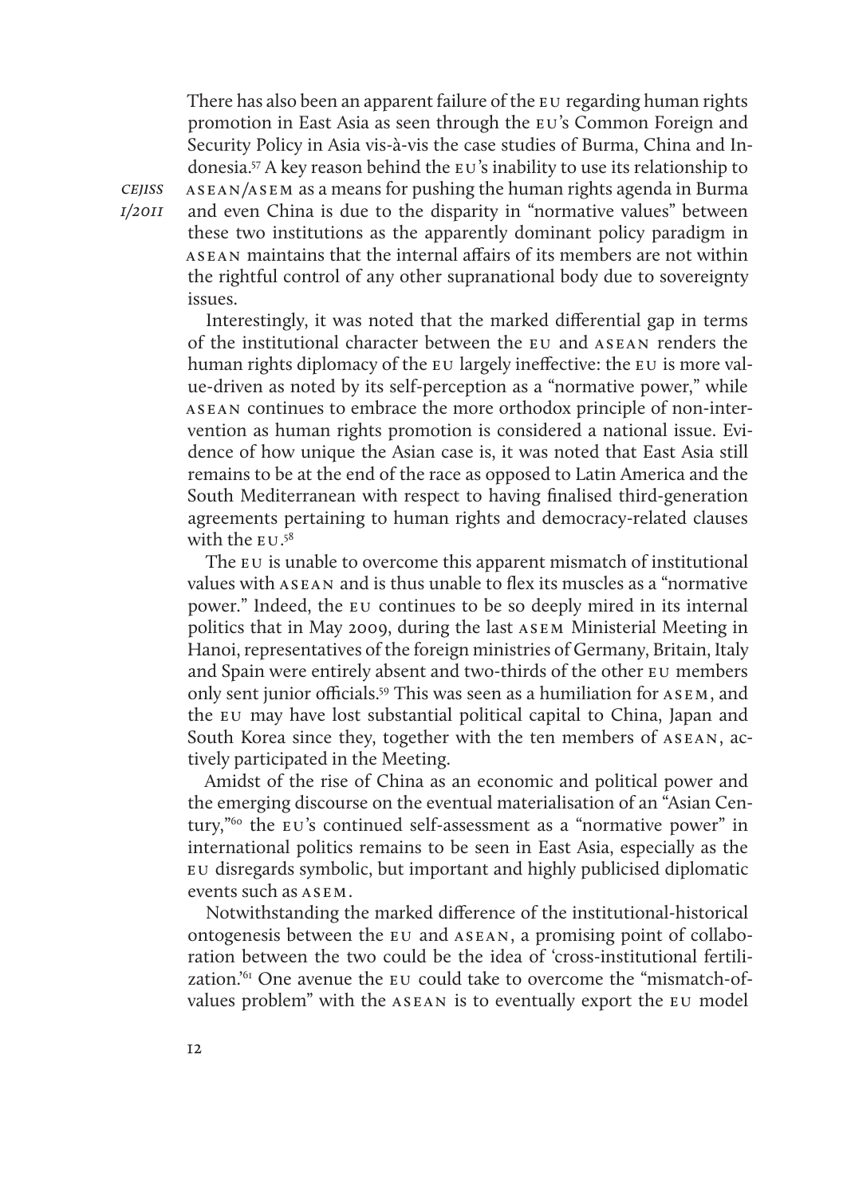There has also been an apparent failure of the EU regarding human rights promotion in East Asia as seen through the EU's Common Foreign and Security Policy in Asia vis-à-vis the case studies of Burma, China and Indonesia.[57] A key reason behind the EU's inability to use its relationship to ASEAN/ASEM as a means for pushing the human rights agenda in Burma and even China is due to the disparity in "normative values" between these two institutions as the apparently dominant policy paradigm in ASEAN maintains that the internal affairs of its members are not within the rightful control of any other supranational body due to sovereignty issues.

Interestingly, it was noted that the marked differential gap in terms of the institutional character between the EU and ASEAN renders the human rights diplomacy of the EU largely ineffective: the EU is more value-driven as noted by its self-perception as a "normative power," while ASEAN continues to embrace the more orthodox principle of non-intervention as human rights promotion is considered a national issue. Evidence of how unique the Asian case is, it was noted that East Asia still remains to be at the end of the race as opposed to Latin America and the South Mediterranean with respect to having finalised third-generation agreements pertaining to human rights and democracy-related clauses with the EU.[58]

The EU is unable to overcome this apparent mismatch of institutional values with ASEAN and is thus unable to flex its muscles as a "normative power." Indeed, the EU continues to be so deeply mired in its internal politics that in May 2009, during the last ASEM Ministerial Meeting in Hanoi, representatives of the foreign ministries of Germany, Britain, Italy and Spain were entirely absent and two-thirds of the other EU members only sent junior officials.[59] This was seen as a humiliation for ASEM, and the EU may have lost substantial political capital to China, Japan and South Korea since they, together with the ten members of ASEAN, actively participated in the Meeting.

Amidst of the rise of China as an economic and political power and the emerging discourse on the eventual materialisation of an "Asian Century,"[60] the EU's continued self-assessment as a "normative power" in international politics remains to be seen in East Asia, especially as the EU disregards symbolic, but important and highly publicised diplomatic events such as ASEM.

Notwithstanding the marked difference of the institutional-historical ontogenesis between the EU and ASEAN, a promising point of collaboration between the two could be the idea of 'cross-institutional fertilization.'[61] One avenue the EU could take to overcome the "mismatch-of-values problem" with the ASEAN is to eventually export the EU model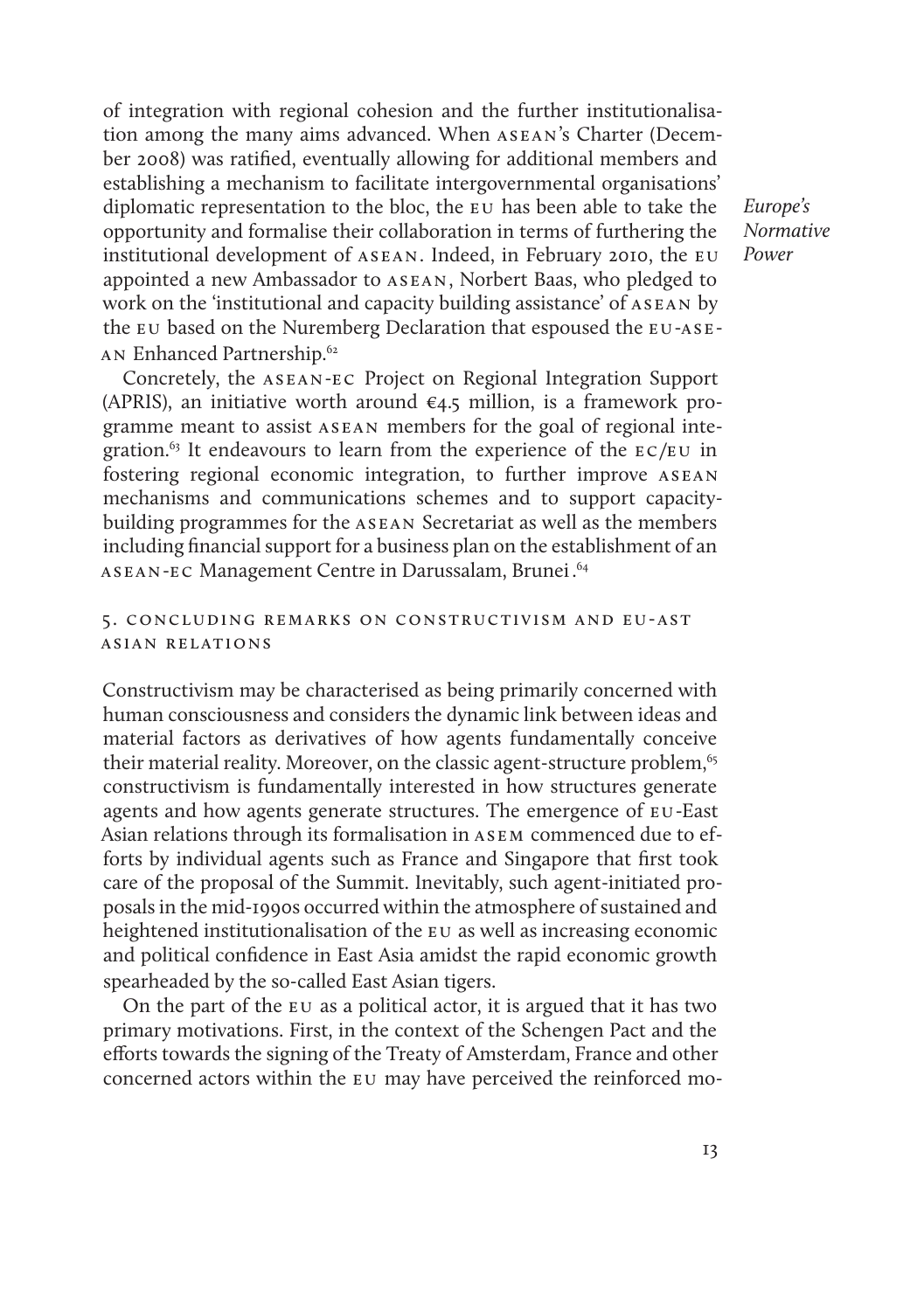of integration with regional cohesion and the further institutionalisation among the many aims advanced. When ASEAN's Charter (December 2008) was ratified, eventually allowing for additional members and establishing a mechanism to facilitate intergovernmental organisations' diplomatic representation to the bloc, the EU has been able to take the opportunity and formalise their collaboration in terms of furthering the institutional development of ASEAN. Indeed, in February 2010, the EU appointed a new Ambassador to ASEAN, Norbert Baas, who pledged to work on the 'institutional and capacity building assistance' of ASEAN by the EU based on the Nuremberg Declaration that espoused the EU-ASEAN Enhanced Partnership.[62]

Concretely, the ASEAN-EC Project on Regional Integration Support (APRIS), an initiative worth around €4.5 million, is a framework programme meant to assist ASEAN members for the goal of regional integration.[63] It endeavours to learn from the experience of the EC/EU in fostering regional economic integration, to further improve ASEAN mechanisms and communications schemes and to support capacity-building programmes for the ASEAN Secretariat as well as the members including financial support for a business plan on the establishment of an ASEAN-EC Management Centre in Darussalam, Brunei.[64]

## 5. Concluding remarks on constructivism and EU-East Asian relations

Constructivism may be characterised as being primarily concerned with human consciousness and considers the dynamic link between ideas and material factors as derivatives of how agents fundamentally conceive their material reality. Moreover, on the classic agent-structure problem,[65] constructivism is fundamentally interested in how structures generate agents and how agents generate structures. The emergence of EU-East Asian relations through its formalisation in ASEM commenced due to efforts by individual agents such as France and Singapore that first took care of the proposal of the Summit. Inevitably, such agent-initiated proposals in the mid-1990s occurred within the atmosphere of sustained and heightened institutionalisation of the EU as well as increasing economic and political confidence in East Asia amidst the rapid economic growth spearheaded by the so-called East Asian tigers.

On the part of the EU as a political actor, it is argued that it has two primary motivations. First, in the context of the Schengen Pact and the efforts towards the signing of the Treaty of Amsterdam, France and other concerned actors within the EU may have perceived the reinforced mo-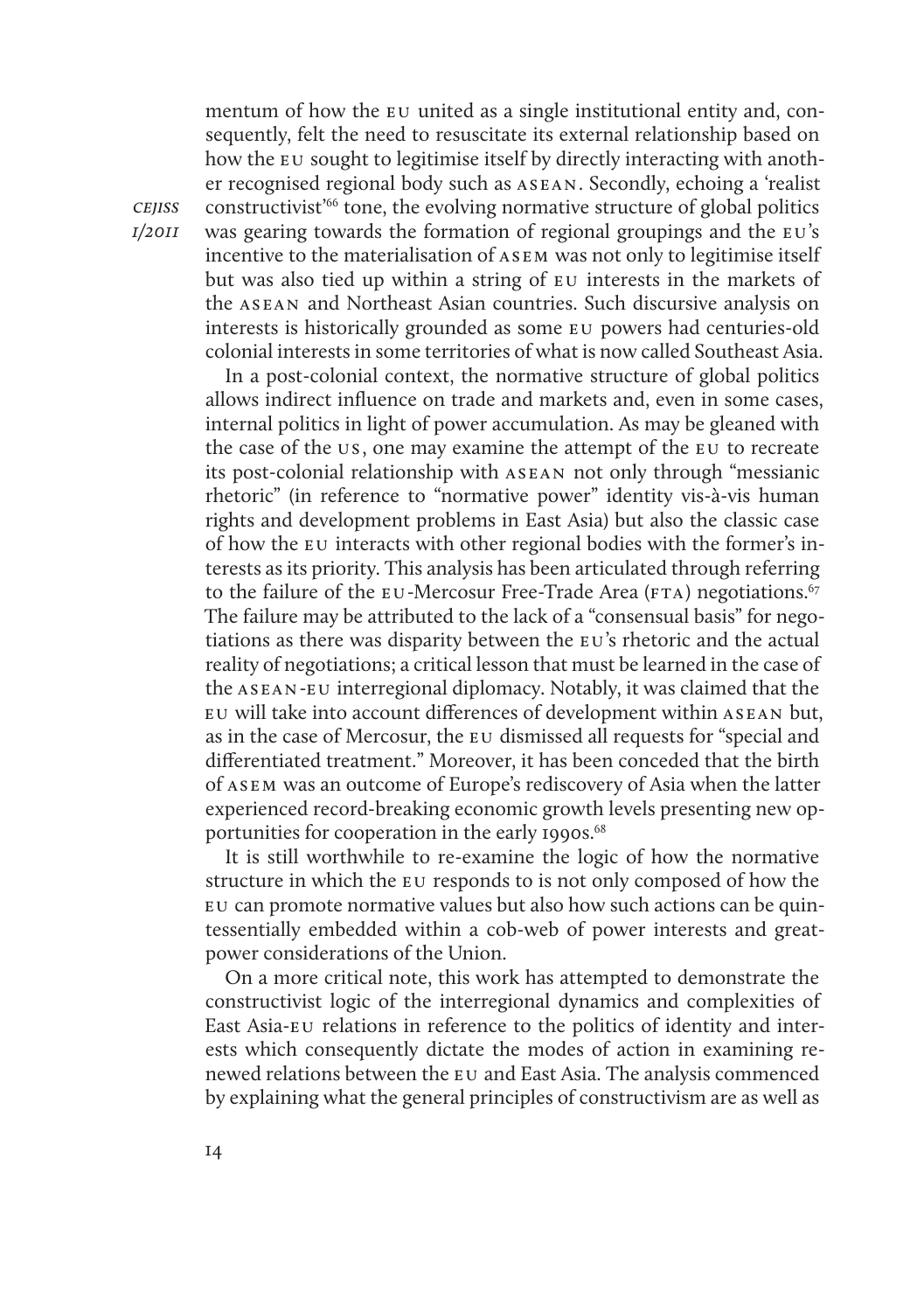mentum of how the EU united as a single institutional entity and, consequently, felt the need to resuscitate its external relationship based on how the EU sought to legitimise itself by directly interacting with another recognised regional body such as ASEAN. Secondly, echoing a 'realist constructivist'[66] tone, the evolving normative structure of global politics was gearing towards the formation of regional groupings and the EU's incentive to the materialisation of ASEM was not only to legitimise itself but was also tied up within a string of EU interests in the markets of the ASEAN and Northeast Asian countries. Such discursive analysis on interests is historically grounded as some EU powers had centuries-old colonial interests in some territories of what is now called Southeast Asia.

In a post-colonial context, the normative structure of global politics allows indirect influence on trade and markets and, even in some cases, internal politics in light of power accumulation. As may be gleaned with the case of the US, one may examine the attempt of the EU to recreate its post-colonial relationship with ASEAN not only through "messianic rhetoric" (in reference to "normative power" identity vis-à-vis human rights and development problems in East Asia) but also the classic case of how the EU interacts with other regional bodies with the former's interests as its priority. This analysis has been articulated through referring to the failure of the EU-Mercosur Free-Trade Area (FTA) negotiations.[67] The failure may be attributed to the lack of a "consensual basis" for negotiations as there was disparity between the EU's rhetoric and the actual reality of negotiations; a critical lesson that must be learned in the case of the ASEAN-EU interregional diplomacy. Notably, it was claimed that the EU will take into account differences of development within ASEAN but, as in the case of Mercosur, the EU dismissed all requests for "special and differentiated treatment." Moreover, it has been conceded that the birth of ASEM was an outcome of Europe's rediscovery of Asia when the latter experienced record-breaking economic growth levels presenting new opportunities for cooperation in the early 1990s.[68]

It is still worthwhile to re-examine the logic of how the normative structure in which the EU responds to is not only composed of how the EU can promote normative values but also how such actions can be quintessentially embedded within a cob-web of power interests and great-power considerations of the Union.

On a more critical note, this work has attempted to demonstrate the constructivist logic of the interregional dynamics and complexities of East Asia-EU relations in reference to the politics of identity and interests which consequently dictate the modes of action in examining renewed relations between the EU and East Asia. The analysis commenced by explaining what the general principles of constructivism are as well as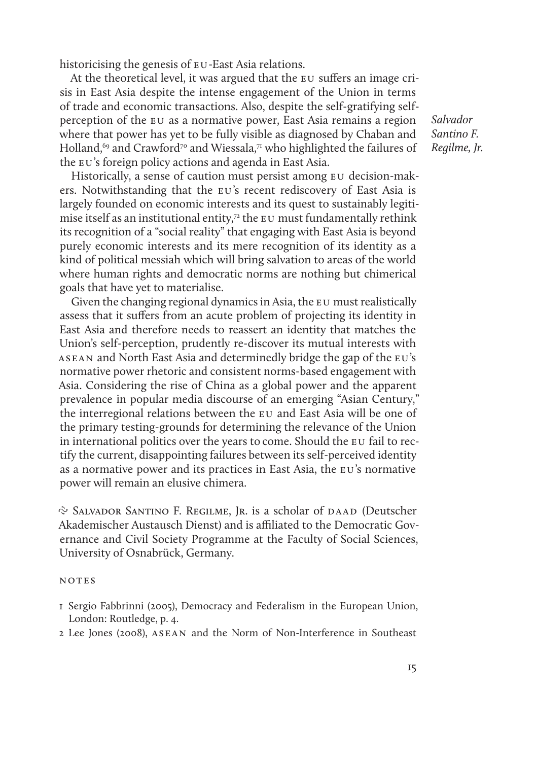historicising the genesis of EU-East Asia relations.

At the theoretical level, it was argued that the EU suffers an image crisis in East Asia despite the intense engagement of the Union in terms of trade and economic transactions. Also, despite the self-gratifying self-perception of the EU as a normative power, East Asia remains a region where that power has yet to be fully visible as diagnosed by Chaban and Holland,[69] and Crawford[70] and Wiessala,[71] who highlighted the failures of the EU's foreign policy actions and agenda in East Asia.

Historically, a sense of caution must persist among EU decision-makers. Notwithstanding that the EU's recent rediscovery of East Asia is largely founded on economic interests and its quest to sustainably legitimise itself as an institutional entity,[72] the EU must fundamentally rethink its recognition of a "social reality" that engaging with East Asia is beyond purely economic interests and its mere recognition of its identity as a kind of political messiah which will bring salvation to areas of the world where human rights and democratic norms are nothing but chimerical goals that have yet to materialise.

Given the changing regional dynamics in Asia, the EU must realistically assess that it suffers from an acute problem of projecting its identity in East Asia and therefore needs to reassert an identity that matches the Union's self-perception, prudently re-discover its mutual interests with ASEAN and North East Asia and determinedly bridge the gap of the EU's normative power rhetoric and consistent norms-based engagement with Asia. Considering the rise of China as a global power and the apparent prevalence in popular media discourse of an emerging "Asian Century," the interregional relations between the EU and East Asia will be one of the primary testing-grounds for determining the relevance of the Union in international politics over the years to come. Should the EU fail to rectify the current, disappointing failures between its self-perceived identity as a normative power and its practices in East Asia, the EU's normative power will remain an elusive chimera.

Salvador Santino F. Regilme, Jr. is a scholar of DAAD (Deutscher Akademischer Austausch Dienst) and is affiliated to the Democratic Governance and Civil Society Programme at the Faculty of Social Sciences, University of Osnabrück, Germany.

## NOTES

1 Sergio Fabbrinni (2005), Democracy and Federalism in the European Union, London: Routledge, p. 4.

2 Lee Jones (2008), ASEAN and the Norm of Non-Interference in Southeast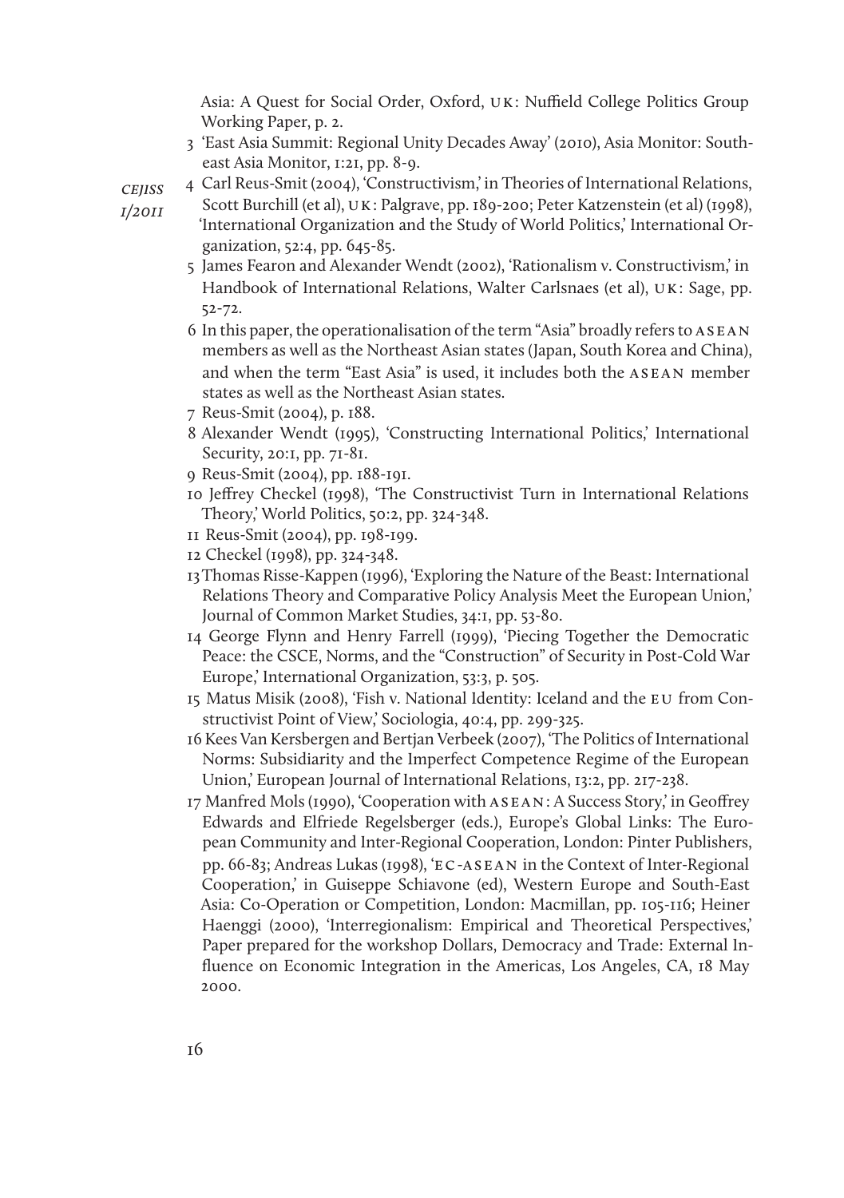Asia: A Quest for Social Order, Oxford, UK: Nuffield College Politics Group Working Paper, p. 2.

3 'East Asia Summit: Regional Unity Decades Away' (2010), Asia Monitor: Southeast Asia Monitor, 1:21, pp. 8-9.

4 Carl Reus-Smit (2004), 'Constructivism,' in Theories of International Relations, Scott Burchill (et al), UK: Palgrave, pp. 189-200; Peter Katzenstein (et al) (1998), 'International Organization and the Study of World Politics,' International Organization, 52:4, pp. 645-85.

5 James Fearon and Alexander Wendt (2002), 'Rationalism v. Constructivism,' in Handbook of International Relations, Walter Carlsnaes (et al), UK: Sage, pp. 52-72.

6 In this paper, the operationalisation of the term "Asia" broadly refers to ASEAN members as well as the Northeast Asian states (Japan, South Korea and China), and when the term "East Asia" is used, it includes both the ASEAN member states as well as the Northeast Asian states.

7 Reus-Smit (2004), p. 188.

8 Alexander Wendt (1995), 'Constructing International Politics,' International Security, 20:1, pp. 71-81.

9 Reus-Smit (2004), pp. 188-191.

10 Jeffrey Checkel (1998), 'The Constructivist Turn in International Relations Theory,' World Politics, 50:2, pp. 324-348.

11 Reus-Smit (2004), pp. 198-199.

12 Checkel (1998), pp. 324-348.

13 Thomas Risse-Kappen (1996), 'Exploring the Nature of the Beast: International Relations Theory and Comparative Policy Analysis Meet the European Union,' Journal of Common Market Studies, 34:1, pp. 53-80.

14 George Flynn and Henry Farrell (1999), 'Piecing Together the Democratic Peace: the CSCE, Norms, and the "Construction" of Security in Post-Cold War Europe,' International Organization, 53:3, p. 505.

15 Matus Misik (2008), 'Fish v. National Identity: Iceland and the EU from Constructivist Point of View,' Sociologia, 40:4, pp. 299-325.

16 Kees Van Kersbergen and Bertjan Verbeek (2007), 'The Politics of International Norms: Subsidiarity and the Imperfect Competence Regime of the European Union,' European Journal of International Relations, 13:2, pp. 217-238.

17 Manfred Mols (1990), 'Cooperation with ASEAN: A Success Story,' in Geoffrey Edwards and Elfriede Regelsberger (eds.), Europe's Global Links: The European Community and Inter-Regional Cooperation, London: Pinter Publishers, pp. 66-83; Andreas Lukas (1998), 'EC-ASEAN in the Context of Inter-Regional Cooperation,' in Guiseppe Schiavone (ed), Western Europe and South-East Asia: Co-Operation or Competition, London: Macmillan, pp. 105-116; Heiner Haenggi (2000), 'Interregionalism: Empirical and Theoretical Perspectives,' Paper prepared for the workshop Dollars, Democracy and Trade: External Influence on Economic Integration in the Americas, Los Angeles, CA, 18 May 2000.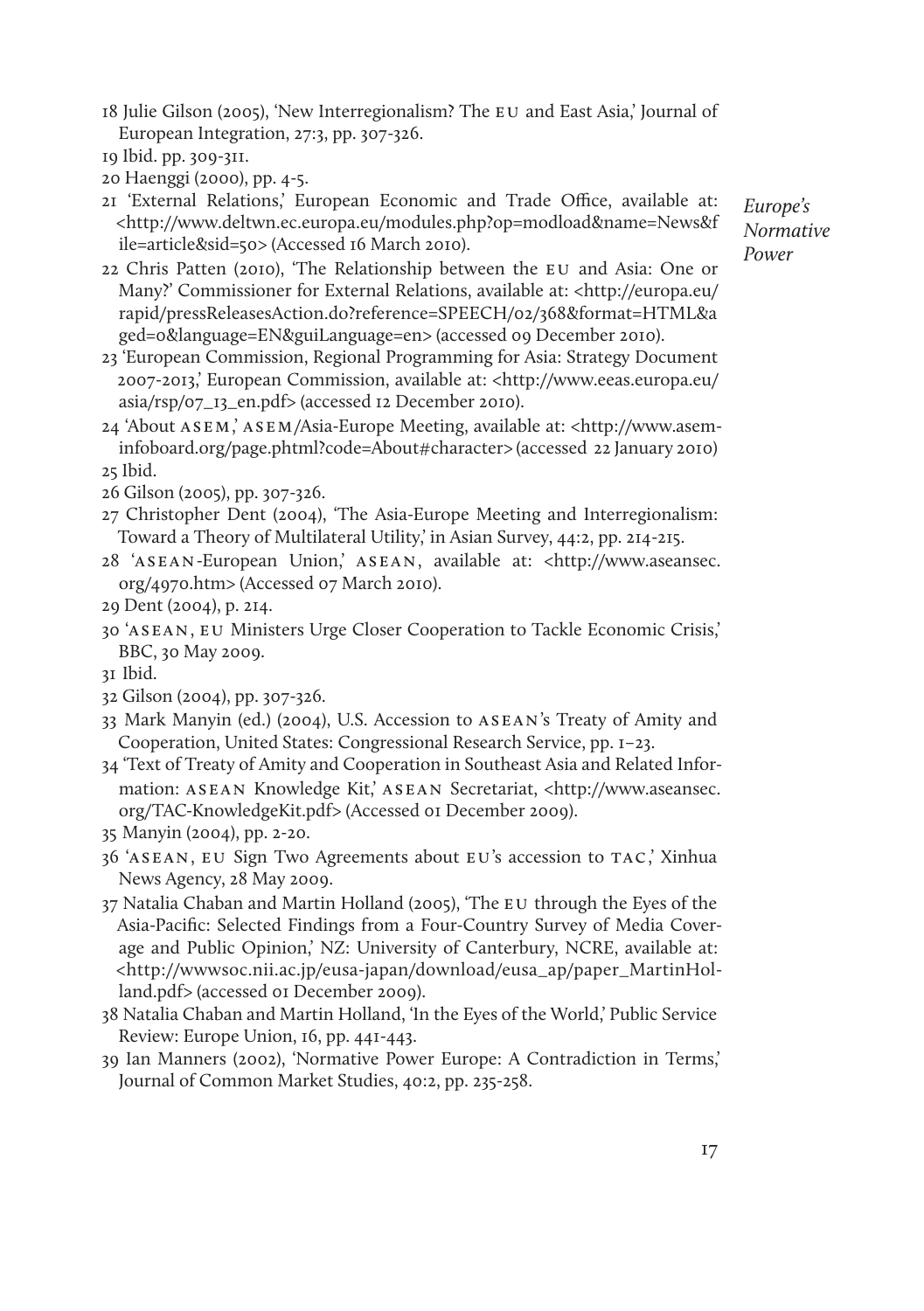18 Julie Gilson (2005), 'New Interregionalism? The EU and East Asia,' Journal of European Integration, 27:3, pp. 307-326.

19 Ibid. pp. 309-311.

20 Haenggi (2000), pp. 4-5.

21 'External Relations,' European Economic and Trade Office, available at: <http://www.deltwn.ec.europa.eu/modules.php?op=modload&name=News&file=article&sid=50> (Accessed 16 March 2010).

22 Chris Patten (2010), 'The Relationship between the EU and Asia: One or Many?' Commissioner for External Relations, available at: <http://europa.eu/rapid/pressReleasesAction.do?reference=SPEECH/02/368&format=HTML&aged=0&language=EN&guiLanguage=en> (accessed 09 December 2010).

23 'European Commission, Regional Programming for Asia: Strategy Document 2007-2013,' European Commission, available at: <http://www.eeas.europa.eu/asia/rsp/07_13_en.pdf> (accessed 12 December 2010).

24 'About ASEM,' ASEM/Asia-Europe Meeting, available at: <http://www.asem-infoboard.org/page.phtml?code=About#character> (accessed 22 January 2010)

25 Ibid.

26 Gilson (2005), pp. 307-326.

27 Christopher Dent (2004), 'The Asia-Europe Meeting and Interregionalism: Toward a Theory of Multilateral Utility,' in Asian Survey, 44:2, pp. 214-215.

28 'ASEAN-European Union,' ASEAN, available at: <http://www.aseansec.org/4970.htm> (Accessed 07 March 2010).

29 Dent (2004), p. 214.

30 'ASEAN, EU Ministers Urge Closer Cooperation to Tackle Economic Crisis,' BBC, 30 May 2009.

31 Ibid.

32 Gilson (2004), pp. 307-326.

33 Mark Manyin (ed.) (2004), U.S. Accession to ASEAN's Treaty of Amity and Cooperation, United States: Congressional Research Service, pp. 1–23.

34 'Text of Treaty of Amity and Cooperation in Southeast Asia and Related Information: ASEAN Knowledge Kit,' ASEAN Secretariat, <http://www.aseansec.org/TAC-KnowledgeKit.pdf> (Accessed 01 December 2009).

35 Manyin (2004), pp. 2-20.

36 'ASEAN, EU Sign Two Agreements about EU's accession to TAC,' Xinhua News Agency, 28 May 2009.

37 Natalia Chaban and Martin Holland (2005), 'The EU through the Eyes of the Asia-Pacific: Selected Findings from a Four-Country Survey of Media Coverage and Public Opinion,' NZ: University of Canterbury, NCRE, available at: <http://wwwsoc.nii.ac.jp/eusa-japan/download/eusa_ap/paper_MartinHolland.pdf> (accessed 01 December 2009).

38 Natalia Chaban and Martin Holland, 'In the Eyes of the World,' Public Service Review: Europe Union, 16, pp. 441-443.

39 Ian Manners (2002), 'Normative Power Europe: A Contradiction in Terms,' Journal of Common Market Studies, 40:2, pp. 235-258.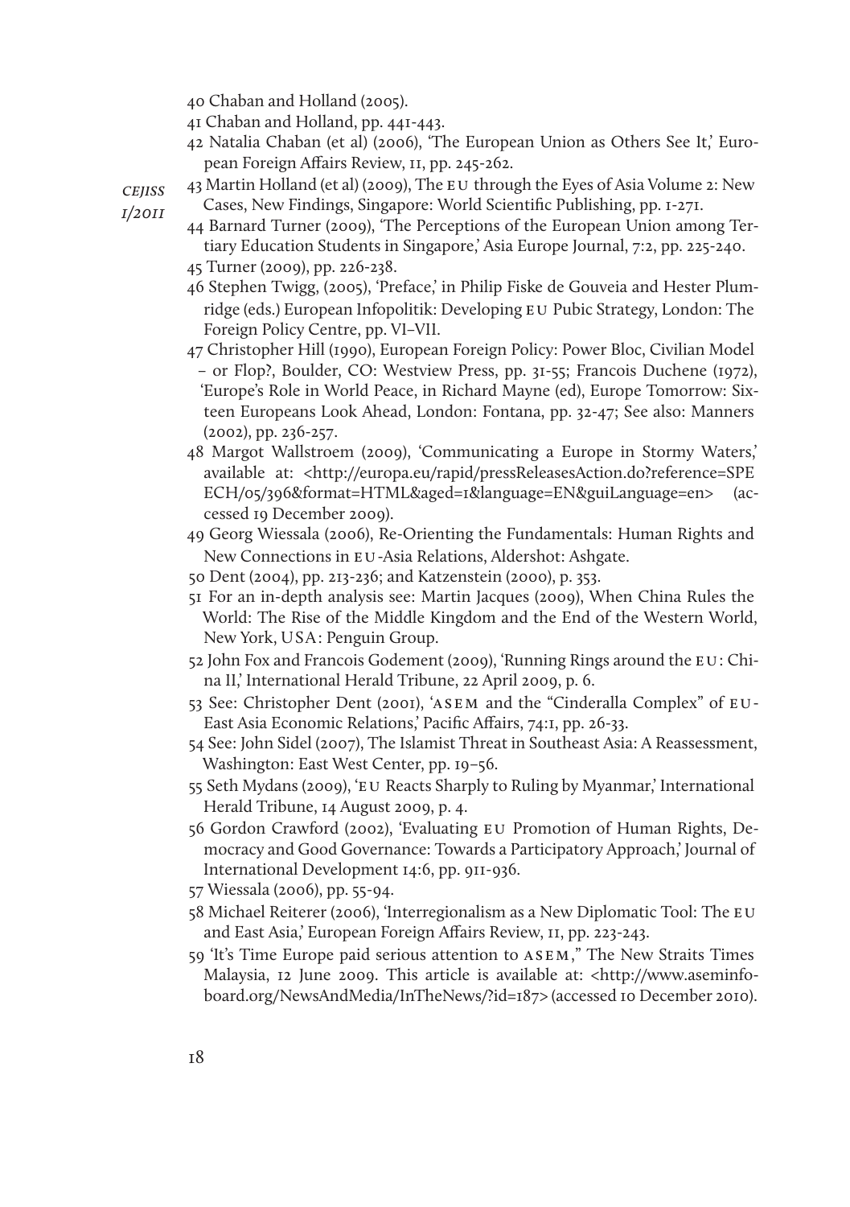40 Chaban and Holland (2005).

41 Chaban and Holland, pp. 441-443.

42 Natalia Chaban (et al) (2006), 'The European Union as Others See It,' European Foreign Affairs Review, 11, pp. 245-262.

43 Martin Holland (et al) (2009), The EU through the Eyes of Asia Volume 2: New Cases, New Findings, Singapore: World Scientific Publishing, pp. 1-271.

44 Barnard Turner (2009), 'The Perceptions of the European Union among Tertiary Education Students in Singapore,' Asia Europe Journal, 7:2, pp. 225-240.

45 Turner (2009), pp. 226-238.

46 Stephen Twigg, (2005), 'Preface,' in Philip Fiske de Gouveia and Hester Plumridge (eds.) European Infopolitik: Developing EU Pubic Strategy, London: The Foreign Policy Centre, pp. VI–VII.

47 Christopher Hill (1990), European Foreign Policy: Power Bloc, Civilian Model – or Flop?, Boulder, CO: Westview Press, pp. 31-55; Francois Duchene (1972), 'Europe's Role in World Peace, in Richard Mayne (ed), Europe Tomorrow: Sixteen Europeans Look Ahead, London: Fontana, pp. 32-47; See also: Manners (2002), pp. 236-257.

48 Margot Wallstroem (2009), 'Communicating a Europe in Stormy Waters,' available at: <http://europa.eu/rapid/pressReleasesAction.do?reference=SPEECH/05/396&format=HTML&aged=1&language=EN&guiLanguage=en> (accessed 19 December 2009).

49 Georg Wiessala (2006), Re-Orienting the Fundamentals: Human Rights and New Connections in EU-Asia Relations, Aldershot: Ashgate.

50 Dent (2004), pp. 213-236; and Katzenstein (2000), p. 353.

51 For an in-depth analysis see: Martin Jacques (2009), When China Rules the World: The Rise of the Middle Kingdom and the End of the Western World, New York, USA: Penguin Group.

52 John Fox and Francois Godement (2009), 'Running Rings around the EU: China II,' International Herald Tribune, 22 April 2009, p. 6.

53 See: Christopher Dent (2001), 'ASEM and the "Cinderalla Complex" of EU-East Asia Economic Relations,' Pacific Affairs, 74:1, pp. 26-33.

54 See: John Sidel (2007), The Islamist Threat in Southeast Asia: A Reassessment, Washington: East West Center, pp. 19–56.

55 Seth Mydans (2009), 'EU Reacts Sharply to Ruling by Myanmar,' International Herald Tribune, 14 August 2009, p. 4.

56 Gordon Crawford (2002), 'Evaluating EU Promotion of Human Rights, Democracy and Good Governance: Towards a Participatory Approach,' Journal of International Development 14:6, pp. 911-936.

57 Wiessala (2006), pp. 55-94.

58 Michael Reiterer (2006), 'Interregionalism as a New Diplomatic Tool: The EU and East Asia,' European Foreign Affairs Review, 11, pp. 223-243.

59 'It's Time Europe paid serious attention to ASEM," The New Straits Times Malaysia, 12 June 2009. This article is available at: <http://www.aseminfoboard.org/NewsAndMedia/InTheNews/?id=187> (accessed 10 December 2010).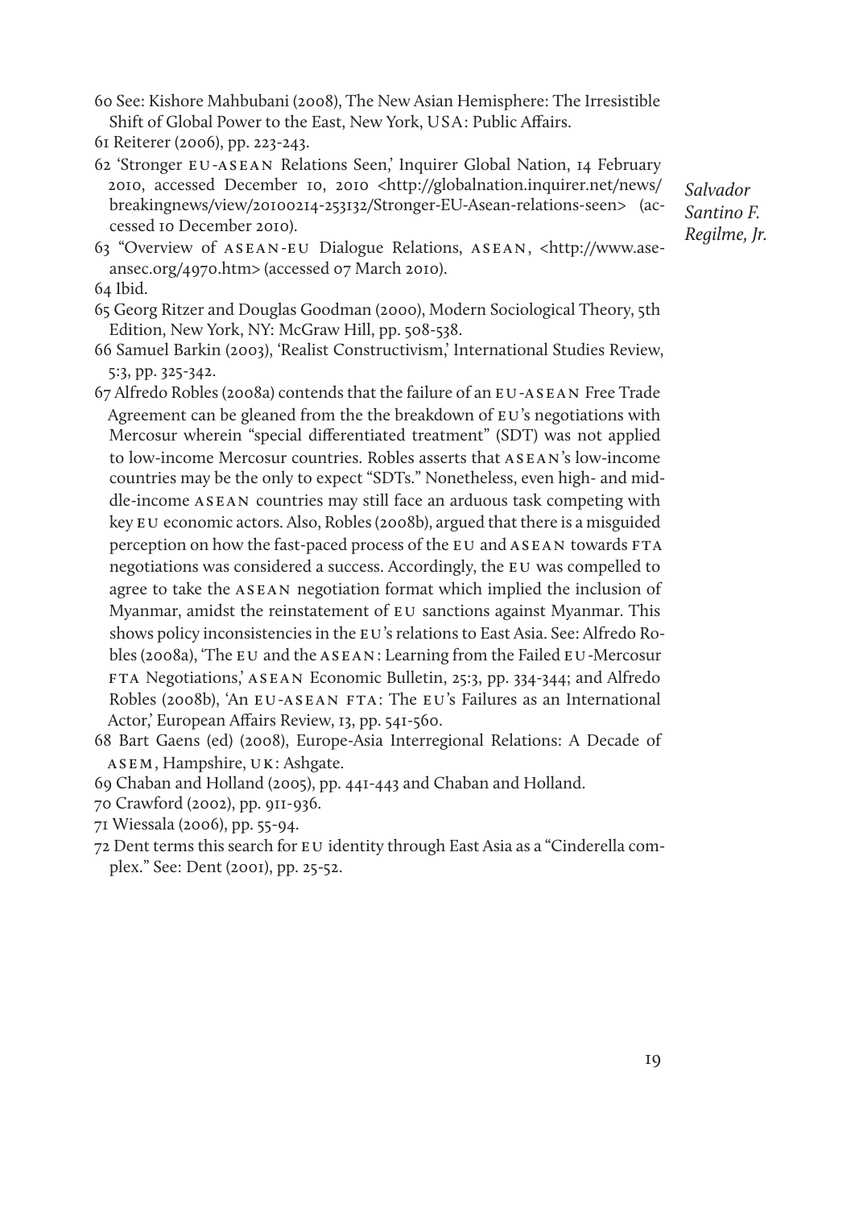60 See: Kishore Mahbubani (2008), The New Asian Hemisphere: The Irresistible Shift of Global Power to the East, New York, USA: Public Affairs.

61 Reiterer (2006), pp. 223-243.

62 'Stronger EU-ASEAN Relations Seen,' Inquirer Global Nation, 14 February 2010, accessed December 10, 2010 <http://globalnation.inquirer.net/news/breakingnews/view/20100214-253132/Stronger-EU-Asean-relations-seen> (accessed 10 December 2010).

63 "Overview of ASEAN-EU Dialogue Relations, ASEAN, <http://www.aseansec.org/4970.htm> (accessed 07 March 2010).

64 Ibid.

65 Georg Ritzer and Douglas Goodman (2000), Modern Sociological Theory, 5th Edition, New York, NY: McGraw Hill, pp. 508-538.

66 Samuel Barkin (2003), 'Realist Constructivism,' International Studies Review, 5:3, pp. 325-342.

67 Alfredo Robles (2008a) contends that the failure of an EU-ASEAN Free Trade Agreement can be gleaned from the the breakdown of EU's negotiations with Mercosur wherein "special differentiated treatment" (SDT) was not applied to low-income Mercosur countries. Robles asserts that ASEAN's low-income countries may be the only to expect "SDTs." Nonetheless, even high- and middle-income ASEAN countries may still face an arduous task competing with key EU economic actors. Also, Robles (2008b), argued that there is a misguided perception on how the fast-paced process of the EU and ASEAN towards FTA negotiations was considered a success. Accordingly, the EU was compelled to agree to take the ASEAN negotiation format which implied the inclusion of Myanmar, amidst the reinstatement of EU sanctions against Myanmar. This shows policy inconsistencies in the EU's relations to East Asia. See: Alfredo Robles (2008a), 'The EU and the ASEAN: Learning from the Failed EU-Mercosur FTA Negotiations,' ASEAN Economic Bulletin, 25:3, pp. 334-344; and Alfredo Robles (2008b), 'An EU-ASEAN FTA: The EU's Failures as an International Actor,' European Affairs Review, 13, pp. 541-560.

68 Bart Gaens (ed) (2008), Europe-Asia Interregional Relations: A Decade of ASEM, Hampshire, UK: Ashgate.

69 Chaban and Holland (2005), pp. 441-443 and Chaban and Holland.

70 Crawford (2002), pp. 911-936.

71 Wiessala (2006), pp. 55-94.

72 Dent terms this search for EU identity through East Asia as a "Cinderella complex." See: Dent (2001), pp. 25-52.